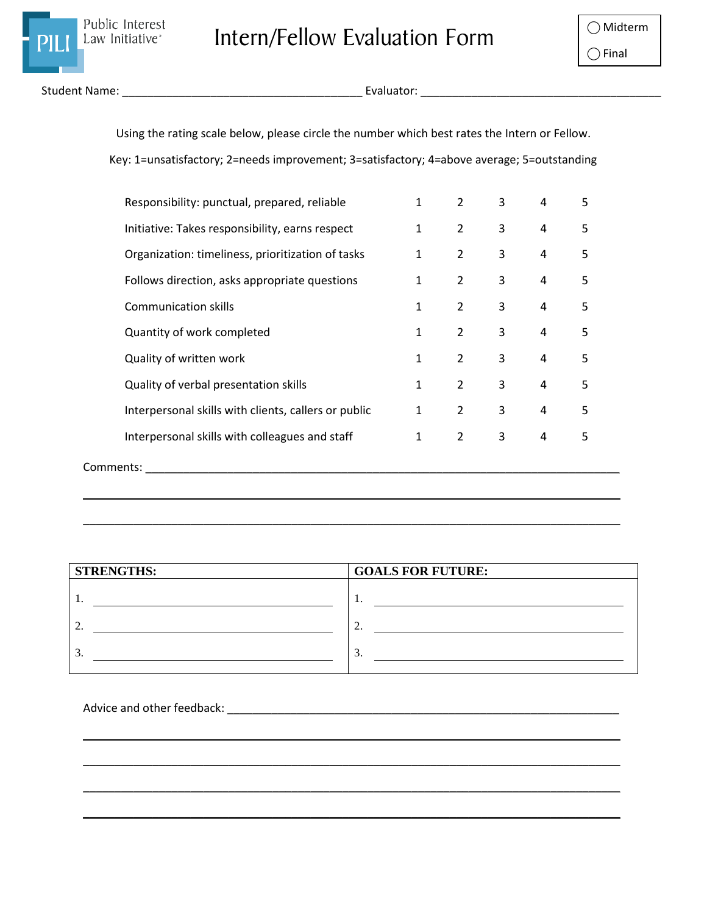Public Interest Law Initiative

# Intern/Fellow Evaluation Form

◯ Midterm

◯ Final

Student Name: ______________________________________ Evaluator: ______________________________________

Using the rating scale below, please circle the number which best rates the Intern or Fellow.

Key: 1=unsatisfactory; 2=needs improvement; 3=satisfactory; 4=above average; 5=outstanding

| | | | | | |
|---|---|---|---|---|---|
| Responsibility: punctual, prepared, reliable | 1 | 2 | 3 | 4 | 5 |
| Initiative: Takes responsibility, earns respect | 1 | 2 | 3 | 4 | 5 |
| Organization: timeliness, prioritization of tasks | 1 | 2 | 3 | 4 | 5 |
| Follows direction, asks appropriate questions | 1 | 2 | 3 | 4 | 5 |
| Communication skills | 1 | 2 | 3 | 4 | 5 |
| Quantity of work completed | 1 | 2 | 3 | 4 | 5 |
| Quality of written work | 1 | 2 | 3 | 4 | 5 |
| Quality of verbal presentation skills | 1 | 2 | 3 | 4 | 5 |
| Interpersonal skills with clients, callers or public | 1 | 2 | 3 | 4 | 5 |
| Interpersonal skills with colleagues and staff | 1 | 2 | 3 | 4 | 5 |

Comments: ______________________________________________________________________

______________________________________________________________________________

______________________________________________________________________________

| STRENGTHS: | GOALS FOR FUTURE: |
|---|---|
| 1. ______________________ | 1. ______________________ |
| 2. ______________________ | 2. ______________________ |
| 3. ______________________ | 3. ______________________ |

Advice and other feedback: ______________________________________________________

______________________________________________________________________________

______________________________________________________________________________

______________________________________________________________________________

______________________________________________________________________________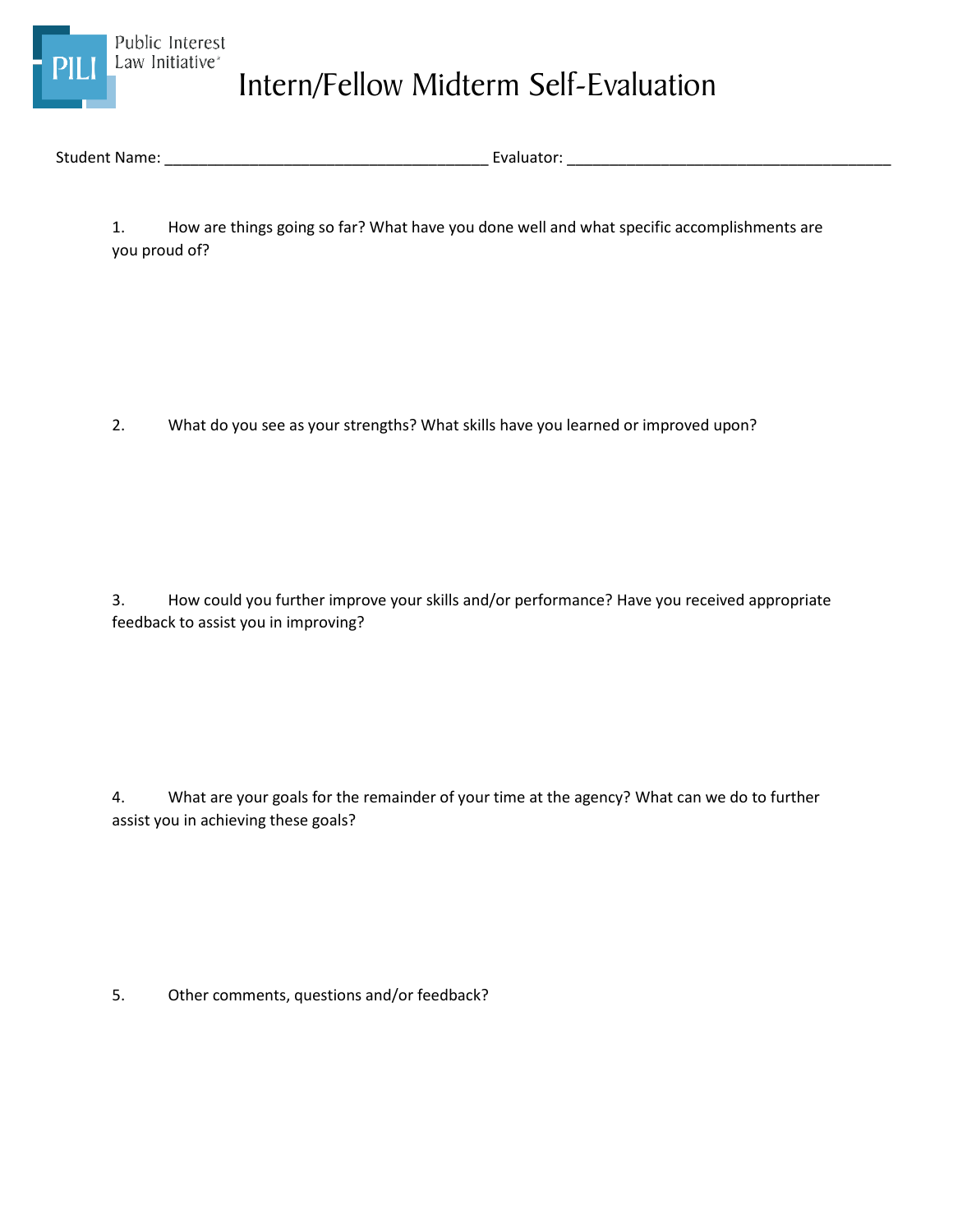Public Interest Law Initiative

# Intern/Fellow Midterm Self-Evaluation

Student Name: ______________________________________ Evaluator: ______________________________________

1. How are things going so far? What have you done well and what specific accomplishments are you proud of?

2. What do you see as your strengths? What skills have you learned or improved upon?

3. How could you further improve your skills and/or performance? Have you received appropriate feedback to assist you in improving?

4. What are your goals for the remainder of your time at the agency? What can we do to further assist you in achieving these goals?

5. Other comments, questions and/or feedback?